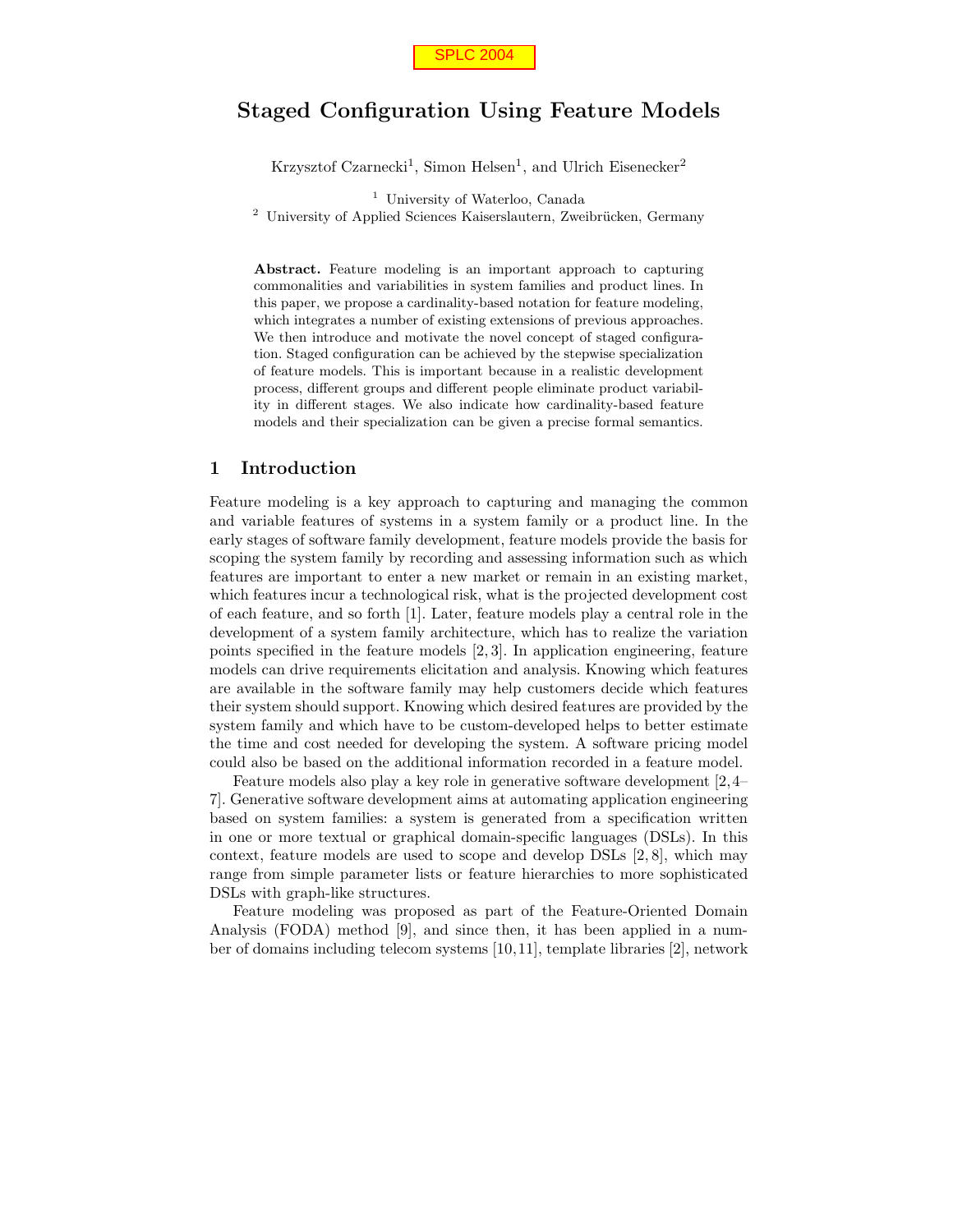SPLC 2004

# Staged Configuration Using Feature Models

Krzysztof Czarnecki[1], Simon Helsen[1], and Ulrich Eisenecker[2]

[1] University of Waterloo, Canada
[2] University of Applied Sciences Kaiserslautern, Zweibrücken, Germany

**Abstract.** Feature modeling is an important approach to capturing commonalities and variabilities in system families and product lines. In this paper, we propose a cardinality-based notation for feature modeling, which integrates a number of existing extensions of previous approaches. We then introduce and motivate the novel concept of staged configuration. Staged configuration can be achieved by the stepwise specialization of feature models. This is important because in a realistic development process, different groups and different people eliminate product variability in different stages. We also indicate how cardinality-based feature models and their specialization can be given a precise formal semantics.

## 1 Introduction

Feature modeling is a key approach to capturing and managing the common and variable features of systems in a system family or a product line. In the early stages of software family development, feature models provide the basis for scoping the system family by recording and assessing information such as which features are important to enter a new market or remain in an existing market, which features incur a technological risk, what is the projected development cost of each feature, and so forth [1]. Later, feature models play a central role in the development of a system family architecture, which has to realize the variation points specified in the feature models [2, 3]. In application engineering, feature models can drive requirements elicitation and analysis. Knowing which features are available in the software family may help customers decide which features their system should support. Knowing which desired features are provided by the system family and which have to be custom-developed helps to better estimate the time and cost needed for developing the system. A software pricing model could also be based on the additional information recorded in a feature model.

Feature models also play a key role in generative software development [2, 4–7]. Generative software development aims at automating application engineering based on system families: a system is generated from a specification written in one or more textual or graphical domain-specific languages (DSLs). In this context, feature models are used to scope and develop DSLs [2, 8], which may range from simple parameter lists or feature hierarchies to more sophisticated DSLs with graph-like structures.

Feature modeling was proposed as part of the Feature-Oriented Domain Analysis (FODA) method [9], and since then, it has been applied in a number of domains including telecom systems [10, 11], template libraries [2], network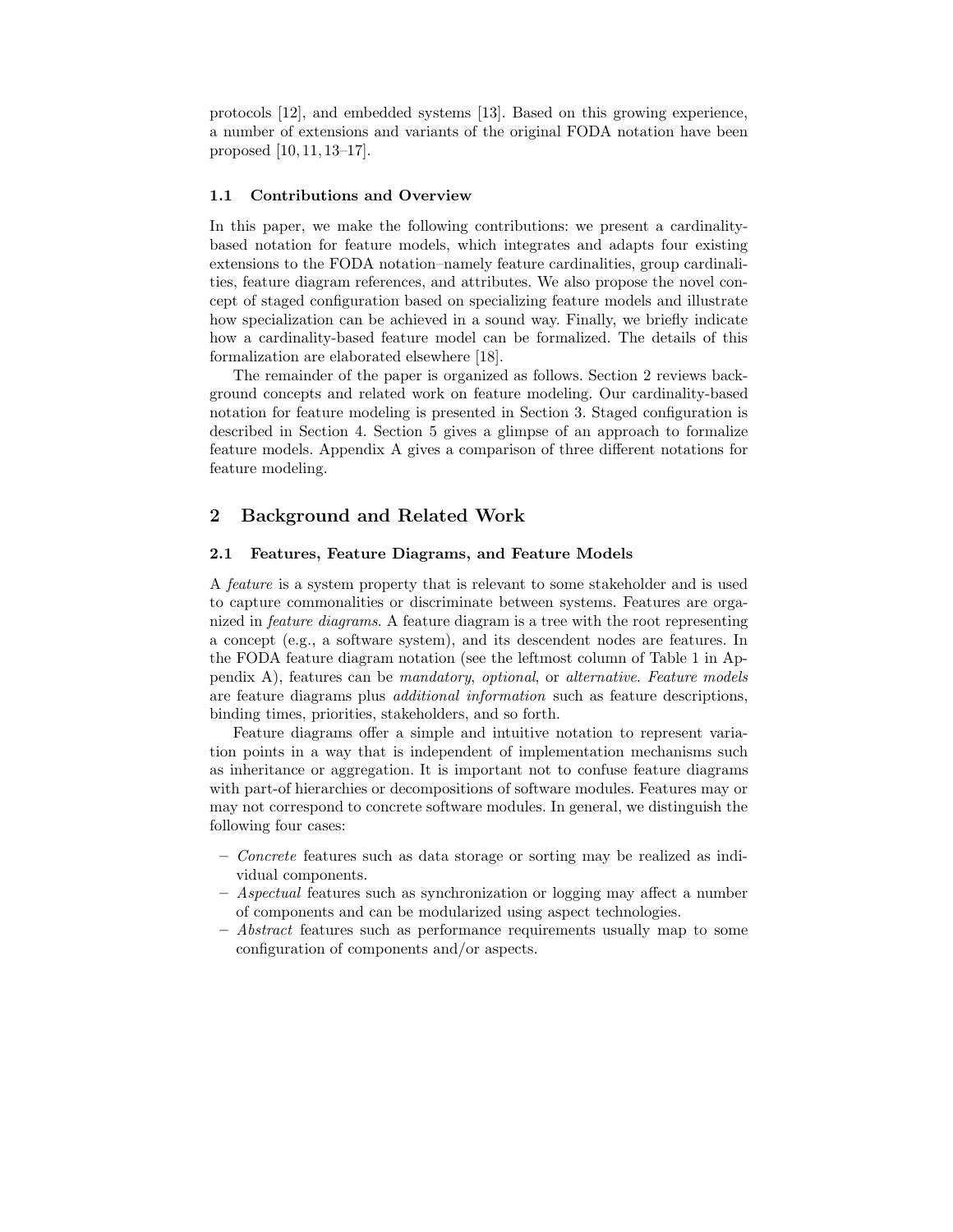protocols [12], and embedded systems [13]. Based on this growing experience, a number of extensions and variants of the original FODA notation have been proposed [10, 11, 13–17].

### 1.1 Contributions and Overview

In this paper, we make the following contributions: we present a cardinality-based notation for feature models, which integrates and adapts four existing extensions to the FODA notation–namely feature cardinalities, group cardinalities, feature diagram references, and attributes. We also propose the novel concept of staged configuration based on specializing feature models and illustrate how specialization can be achieved in a sound way. Finally, we briefly indicate how a cardinality-based feature model can be formalized. The details of this formalization are elaborated elsewhere [18].

The remainder of the paper is organized as follows. Section 2 reviews background concepts and related work on feature modeling. Our cardinality-based notation for feature modeling is presented in Section 3. Staged configuration is described in Section 4. Section 5 gives a glimpse of an approach to formalize feature models. Appendix A gives a comparison of three different notations for feature modeling.

## 2 Background and Related Work

### 2.1 Features, Feature Diagrams, and Feature Models

A *feature* is a system property that is relevant to some stakeholder and is used to capture commonalities or discriminate between systems. Features are organized in *feature diagrams*. A feature diagram is a tree with the root representing a concept (e.g., a software system), and its descendent nodes are features. In the FODA feature diagram notation (see the leftmost column of Table 1 in Appendix A), features can be *mandatory*, *optional*, or *alternative*. *Feature models* are feature diagrams plus *additional information* such as feature descriptions, binding times, priorities, stakeholders, and so forth.

Feature diagrams offer a simple and intuitive notation to represent variation points in a way that is independent of implementation mechanisms such as inheritance or aggregation. It is important not to confuse feature diagrams with part-of hierarchies or decompositions of software modules. Features may or may not correspond to concrete software modules. In general, we distinguish the following four cases:

- *Concrete* features such as data storage or sorting may be realized as individual components.
- *Aspectual* features such as synchronization or logging may affect a number of components and can be modularized using aspect technologies.
- *Abstract* features such as performance requirements usually map to some configuration of components and/or aspects.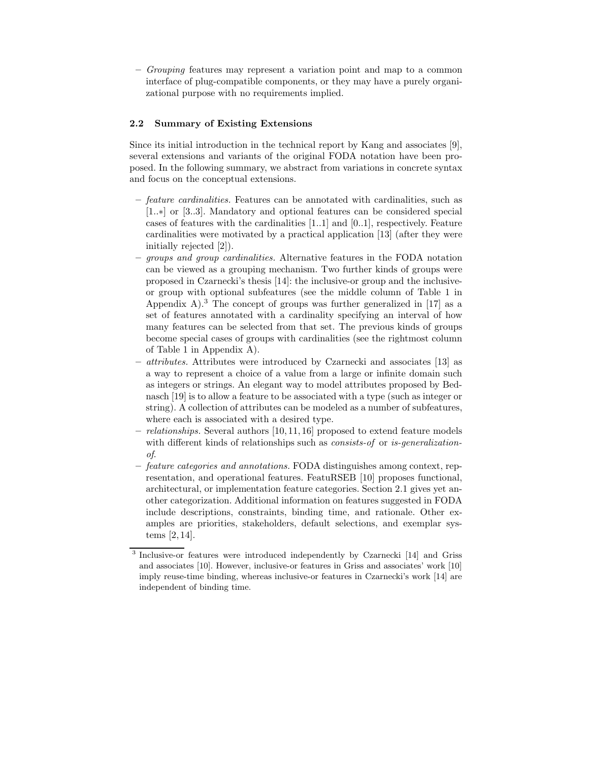- *Grouping* features may represent a variation point and map to a common interface of plug-compatible components, or they may have a purely organizational purpose with no requirements implied.

### 2.2 Summary of Existing Extensions

Since its initial introduction in the technical report by Kang and associates [9], several extensions and variants of the original FODA notation have been proposed. In the following summary, we abstract from variations in concrete syntax and focus on the conceptual extensions.

- *feature cardinalities.* Features can be annotated with cardinalities, such as [1..∗] or [3..3]. Mandatory and optional features can be considered special cases of features with the cardinalities [1..1] and [0..1], respectively. Feature cardinalities were motivated by a practical application [13] (after they were initially rejected [2]).
- *groups and group cardinalities.* Alternative features in the FODA notation can be viewed as a grouping mechanism. Two further kinds of groups were proposed in Czarnecki's thesis [14]: the inclusive-or group and the inclusive-or group with optional subfeatures (see the middle column of Table 1 in Appendix A).[3] The concept of groups was further generalized in [17] as a set of features annotated with a cardinality specifying an interval of how many features can be selected from that set. The previous kinds of groups become special cases of groups with cardinalities (see the rightmost column of Table 1 in Appendix A).
- *attributes.* Attributes were introduced by Czarnecki and associates [13] as a way to represent a choice of a value from a large or infinite domain such as integers or strings. An elegant way to model attributes proposed by Bednasch [19] is to allow a feature to be associated with a type (such as integer or string). A collection of attributes can be modeled as a number of subfeatures, where each is associated with a desired type.
- *relationships.* Several authors [10, 11, 16] proposed to extend feature models with different kinds of relationships such as *consists-of* or *is-generalization-of*.
- *feature categories and annotations.* FODA distinguishes among context, representation, and operational features. FeatuRSEB [10] proposes functional, architectural, or implementation feature categories. Section 2.1 gives yet another categorization. Additional information on features suggested in FODA include descriptions, constraints, binding time, and rationale. Other examples are priorities, stakeholders, default selections, and exemplar systems [2, 14].

[3] Inclusive-or features were introduced independently by Czarnecki [14] and Griss and associates [10]. However, inclusive-or features in Griss and associates' work [10] imply reuse-time binding, whereas inclusive-or features in Czarnecki's work [14] are independent of binding time.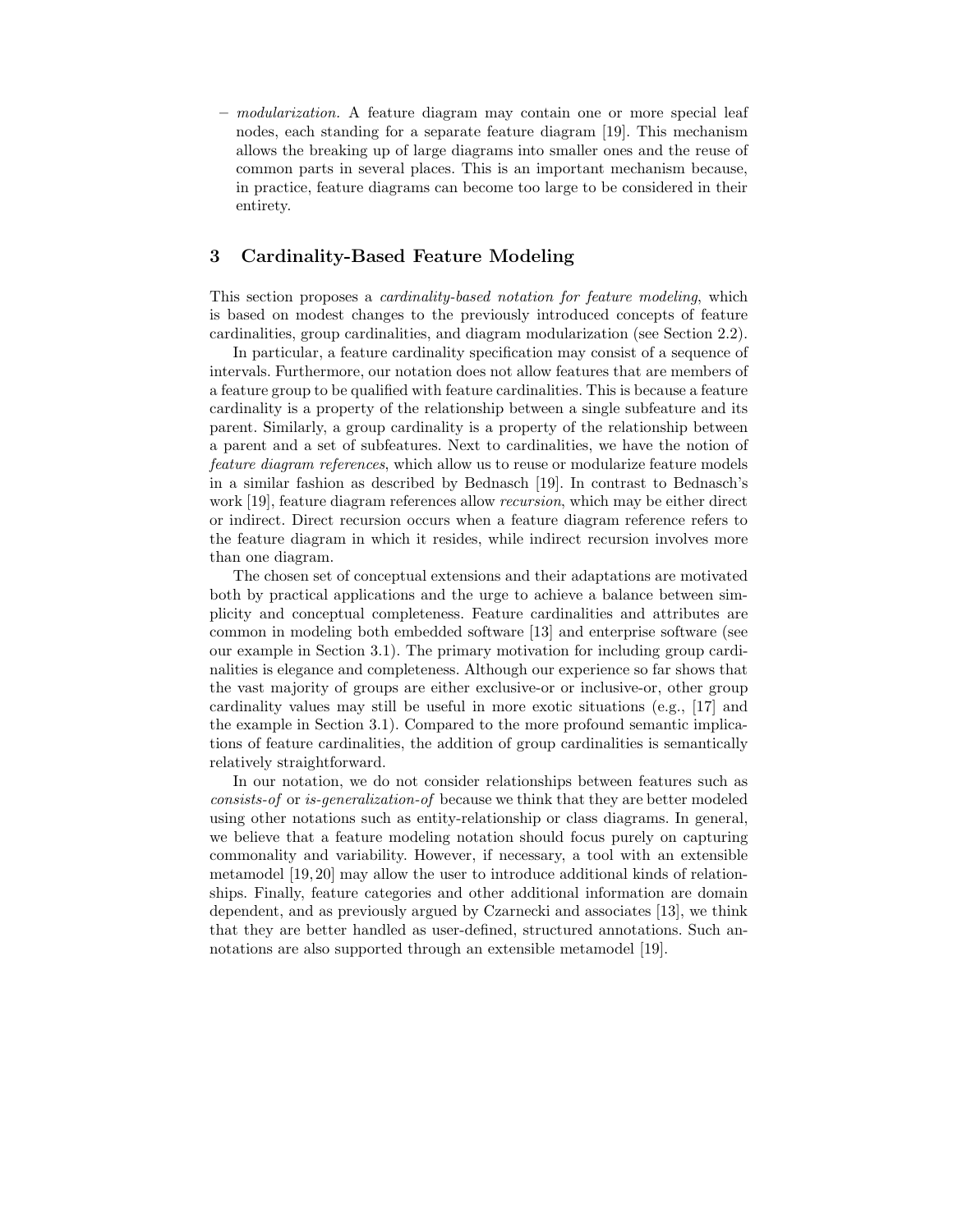- *modularization.* A feature diagram may contain one or more special leaf nodes, each standing for a separate feature diagram [19]. This mechanism allows the breaking up of large diagrams into smaller ones and the reuse of common parts in several places. This is an important mechanism because, in practice, feature diagrams can become too large to be considered in their entirety.

## 3 Cardinality-Based Feature Modeling

This section proposes a *cardinality-based notation for feature modeling*, which is based on modest changes to the previously introduced concepts of feature cardinalities, group cardinalities, and diagram modularization (see Section 2.2).

In particular, a feature cardinality specification may consist of a sequence of intervals. Furthermore, our notation does not allow features that are members of a feature group to be qualified with feature cardinalities. This is because a feature cardinality is a property of the relationship between a single subfeature and its parent. Similarly, a group cardinality is a property of the relationship between a parent and a set of subfeatures. Next to cardinalities, we have the notion of *feature diagram references*, which allow us to reuse or modularize feature models in a similar fashion as described by Bednasch [19]. In contrast to Bednasch's work [19], feature diagram references allow *recursion*, which may be either direct or indirect. Direct recursion occurs when a feature diagram reference refers to the feature diagram in which it resides, while indirect recursion involves more than one diagram.

The chosen set of conceptual extensions and their adaptations are motivated both by practical applications and the urge to achieve a balance between simplicity and conceptual completeness. Feature cardinalities and attributes are common in modeling both embedded software [13] and enterprise software (see our example in Section 3.1). The primary motivation for including group cardinalities is elegance and completeness. Although our experience so far shows that the vast majority of groups are either exclusive-or or inclusive-or, other group cardinality values may still be useful in more exotic situations (e.g., [17] and the example in Section 3.1). Compared to the more profound semantic implications of feature cardinalities, the addition of group cardinalities is semantically relatively straightforward.

In our notation, we do not consider relationships between features such as *consists-of* or *is-generalization-of* because we think that they are better modeled using other notations such as entity-relationship or class diagrams. In general, we believe that a feature modeling notation should focus purely on capturing commonality and variability. However, if necessary, a tool with an extensible metamodel [19, 20] may allow the user to introduce additional kinds of relationships. Finally, feature categories and other additional information are domain dependent, and as previously argued by Czarnecki and associates [13], we think that they are better handled as user-defined, structured annotations. Such annotations are also supported through an extensible metamodel [19].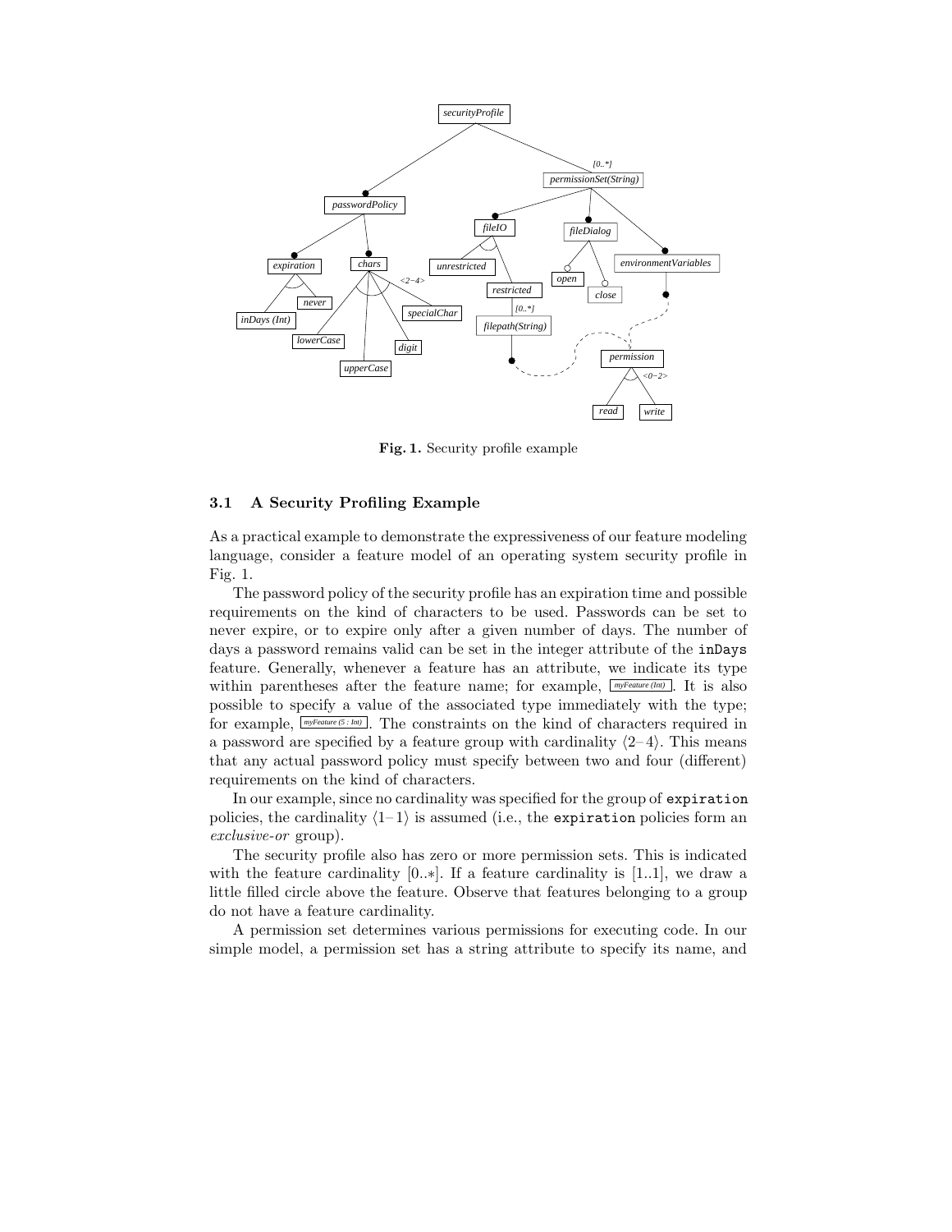**Fig. 1.** Security profile example

### 3.1 A Security Profiling Example

As a practical example to demonstrate the expressiveness of our feature modeling language, consider a feature model of an operating system security profile in Fig. 1.

The password policy of the security profile has an expiration time and possible requirements on the kind of characters to be used. Passwords can be set to never expire, or to expire only after a given number of days. The number of days a password remains valid can be set in the integer attribute of the `inDays` feature. Generally, whenever a feature has an attribute, we indicate its type within parentheses after the feature name; for example, *myFeature (Int)*. It is also possible to specify a value of the associated type immediately with the type; for example, *myFeature (5 : Int)*. The constraints on the kind of characters required in a password are specified by a feature group with cardinality ⟨2–4⟩. This means that any actual password policy must specify between two and four (different) requirements on the kind of characters.

In our example, since no cardinality was specified for the group of `expiration` policies, the cardinality ⟨1–1⟩ is assumed (i.e., the `expiration` policies form an *exclusive-or* group).

The security profile also has zero or more permission sets. This is indicated with the feature cardinality [0..∗]. If a feature cardinality is [1..1], we draw a little filled circle above the feature. Observe that features belonging to a group do not have a feature cardinality.

A permission set determines various permissions for executing code. In our simple model, a permission set has a string attribute to specify its name, and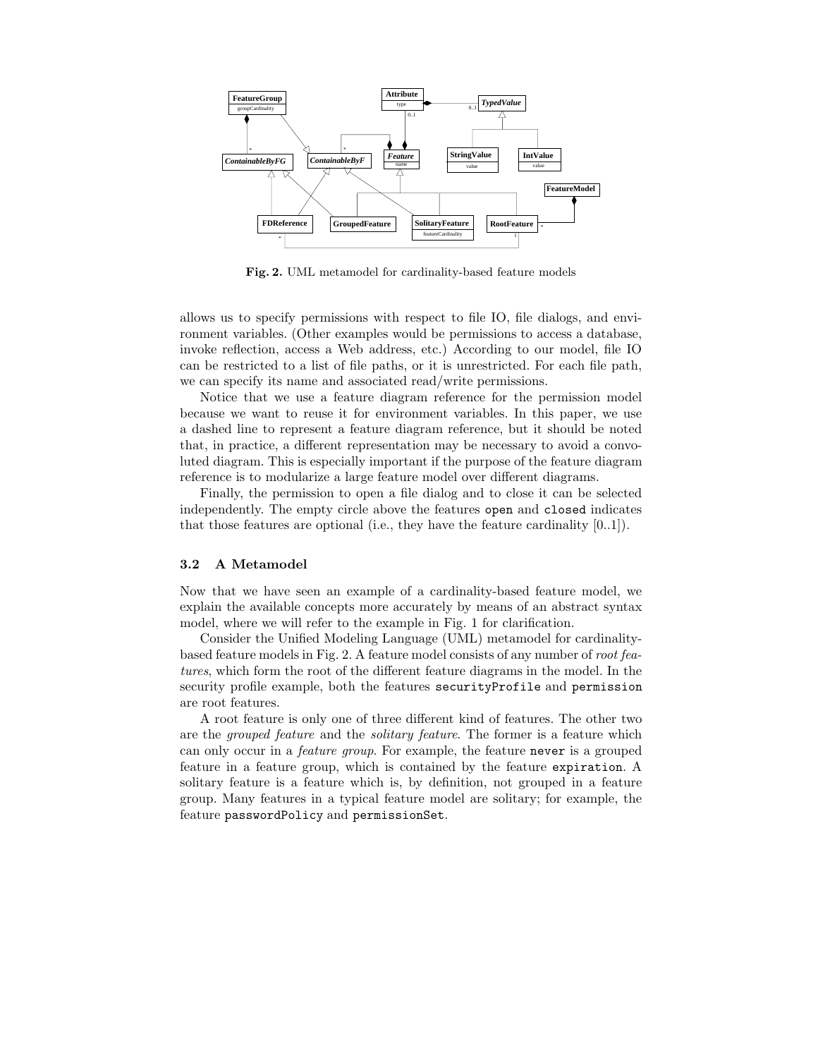**Fig. 2.** UML metamodel for cardinality-based feature models

allows us to specify permissions with respect to file IO, file dialogs, and environment variables. (Other examples would be permissions to access a database, invoke reflection, access a Web address, etc.) According to our model, file IO can be restricted to a list of file paths, or it is unrestricted. For each file path, we can specify its name and associated read/write permissions.

Notice that we use a feature diagram reference for the permission model because we want to reuse it for environment variables. In this paper, we use a dashed line to represent a feature diagram reference, but it should be noted that, in practice, a different representation may be necessary to avoid a convoluted diagram. This is especially important if the purpose of the feature diagram reference is to modularize a large feature model over different diagrams.

Finally, the permission to open a file dialog and to close it can be selected independently. The empty circle above the features `open` and `closed` indicates that those features are optional (i.e., they have the feature cardinality [0..1]).

### 3.2 A Metamodel

Now that we have seen an example of a cardinality-based feature model, we explain the available concepts more accurately by means of an abstract syntax model, where we will refer to the example in Fig. 1 for clarification.

Consider the Unified Modeling Language (UML) metamodel for cardinality-based feature models in Fig. 2. A feature model consists of any number of *root features*, which form the root of the different feature diagrams in the model. In the security profile example, both the features `securityProfile` and `permission` are root features.

A root feature is only one of three different kind of features. The other two are the *grouped feature* and the *solitary feature*. The former is a feature which can only occur in a *feature group*. For example, the feature `never` is a grouped feature in a feature group, which is contained by the feature `expiration`. A solitary feature is a feature which is, by definition, not grouped in a feature group. Many features in a typical feature model are solitary; for example, the feature `passwordPolicy` and `permissionSet`.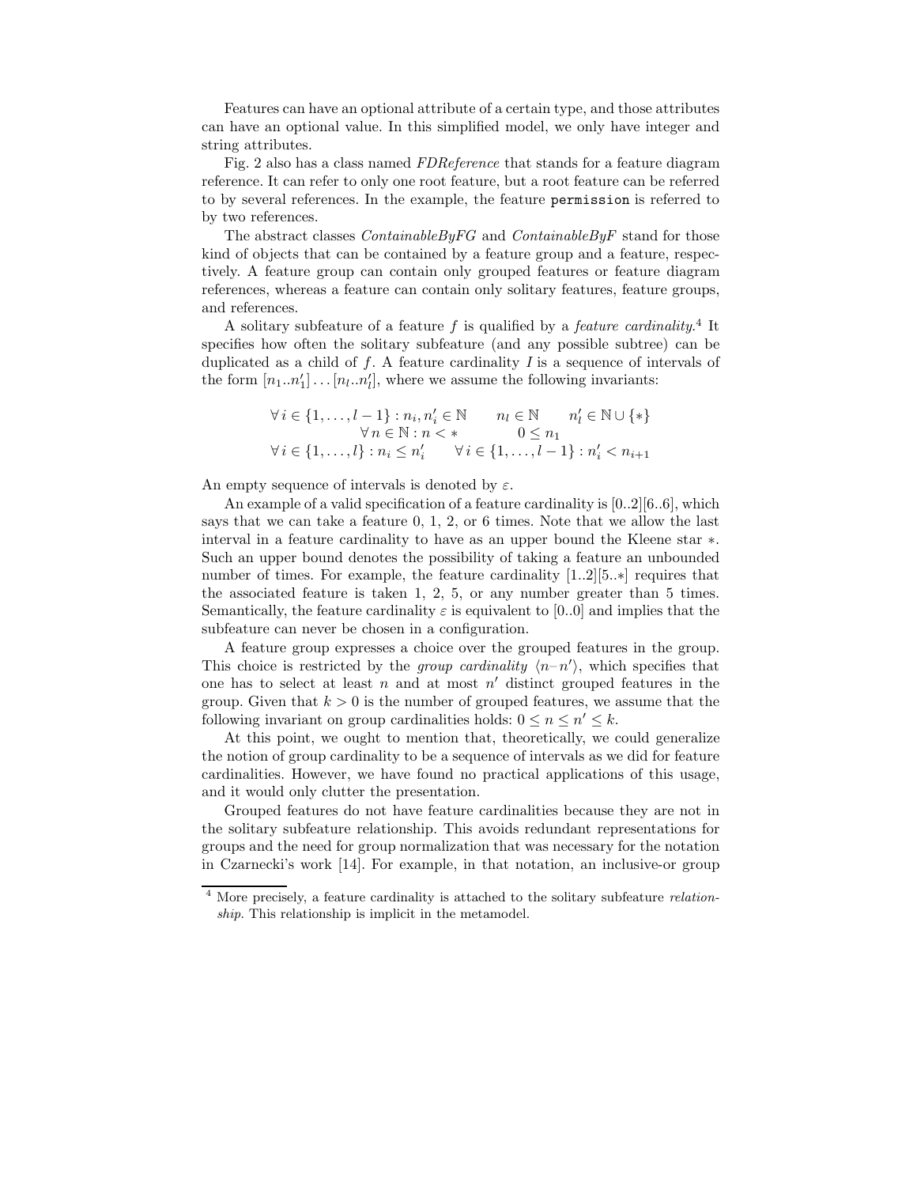Features can have an optional attribute of a certain type, and those attributes can have an optional value. In this simplified model, we only have integer and string attributes.

Fig. 2 also has a class named *FDReference* that stands for a feature diagram reference. It can refer to only one root feature, but a root feature can be referred to by several references. In the example, the feature `permission` is referred to by two references.

The abstract classes *ContainableByFG* and *ContainableByF* stand for those kind of objects that can be contained by a feature group and a feature, respectively. A feature group can contain only grouped features or feature diagram references, whereas a feature can contain only solitary features, feature groups, and references.

A solitary subfeature of a feature $f$ is qualified by a *feature cardinality*.[4] It specifies how often the solitary subfeature (and any possible subtree) can be duplicated as a child of $f$. A feature cardinality $I$ is a sequence of intervals of the form $[n_1..n'_1]\ldots[n_l..n'_l]$, where we assume the following invariants:

$$\begin{array}{ccc}
\forall\, i \in \{1,\ldots,l-1\} : n_i, n'_i \in \mathbb{N} & n_l \in \mathbb{N} & n'_l \in \mathbb{N} \cup \{*\} \\
\forall\, n \in \mathbb{N} : n < * & & 0 \leq n_1 \\
\forall\, i \in \{1,\ldots,l\} : n_i \leq n'_i & & \forall\, i \in \{1,\ldots,l-1\} : n'_i < n_{i+1}
\end{array}$$

An empty sequence of intervals is denoted by $\varepsilon$.

An example of a valid specification of a feature cardinality is $[0..2][6..6]$, which says that we can take a feature 0, 1, 2, or 6 times. Note that we allow the last interval in a feature cardinality to have as an upper bound the Kleene star $*$. Such an upper bound denotes the possibility of taking a feature an unbounded number of times. For example, the feature cardinality $[1..2][5..*]$ requires that the associated feature is taken 1, 2, 5, or any number greater than 5 times. Semantically, the feature cardinality $\varepsilon$ is equivalent to $[0..0]$ and implies that the subfeature can never be chosen in a configuration.

A feature group expresses a choice over the grouped features in the group. This choice is restricted by the *group cardinality* $\langle n\text{–}n' \rangle$, which specifies that one has to select at least $n$ and at most $n'$ distinct grouped features in the group. Given that $k > 0$ is the number of grouped features, we assume that the following invariant on group cardinalities holds: $0 \leq n \leq n' \leq k$.

At this point, we ought to mention that, theoretically, we could generalize the notion of group cardinality to be a sequence of intervals as we did for feature cardinalities. However, we have found no practical applications of this usage, and it would only clutter the presentation.

Grouped features do not have feature cardinalities because they are not in the solitary subfeature relationship. This avoids redundant representations for groups and the need for group normalization that was necessary for the notation in Czarnecki's work [14]. For example, in that notation, an inclusive-or group

---

[4] More precisely, a feature cardinality is attached to the solitary subfeature *relationship*. This relationship is implicit in the metamodel.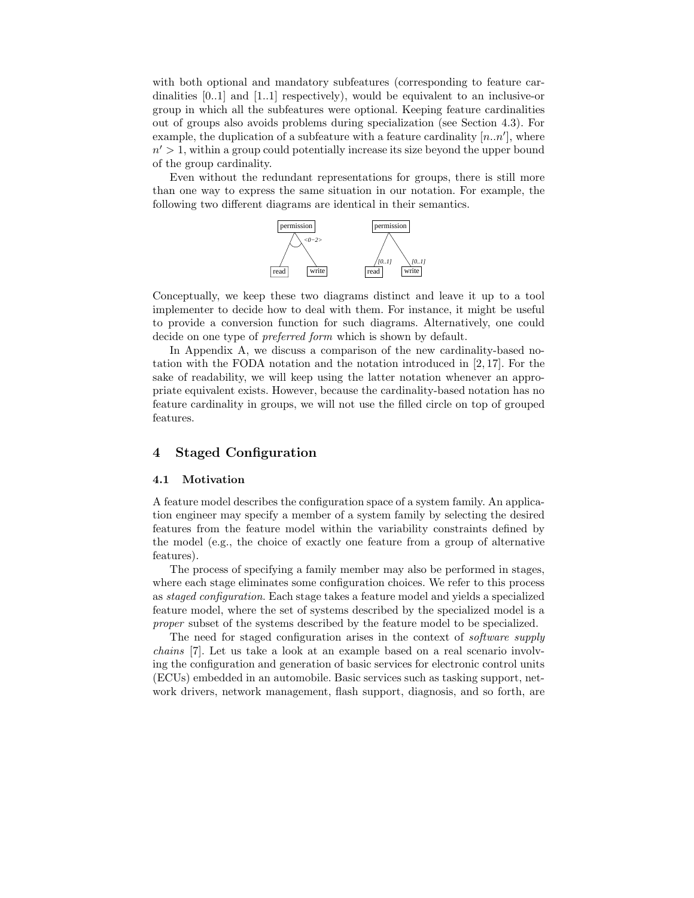with both optional and mandatory subfeatures (corresponding to feature cardinalities [0..1] and [1..1] respectively), would be equivalent to an inclusive-or group in which all the subfeatures were optional. Keeping feature cardinalities out of groups also avoids problems during specialization (see Section 4.3). For example, the duplication of a subfeature with a feature cardinality $[n..n']$, where $n' > 1$, within a group could potentially increase its size beyond the upper bound of the group cardinality.

Even without the redundant representations for groups, there is still more than one way to express the same situation in our notation. For example, the following two different diagrams are identical in their semantics.

Conceptually, we keep these two diagrams distinct and leave it up to a tool implementer to decide how to deal with them. For instance, it might be useful to provide a conversion function for such diagrams. Alternatively, one could decide on one type of *preferred form* which is shown by default.

In Appendix A, we discuss a comparison of the new cardinality-based notation with the FODA notation and the notation introduced in [2, 17]. For the sake of readability, we will keep using the latter notation whenever an appropriate equivalent exists. However, because the cardinality-based notation has no feature cardinality in groups, we will not use the filled circle on top of grouped features.

## 4 Staged Configuration

### 4.1 Motivation

A feature model describes the configuration space of a system family. An application engineer may specify a member of a system family by selecting the desired features from the feature model within the variability constraints defined by the model (e.g., the choice of exactly one feature from a group of alternative features).

The process of specifying a family member may also be performed in stages, where each stage eliminates some configuration choices. We refer to this process as *staged configuration*. Each stage takes a feature model and yields a specialized feature model, where the set of systems described by the specialized model is a *proper* subset of the systems described by the feature model to be specialized.

The need for staged configuration arises in the context of *software supply chains* [7]. Let us take a look at an example based on a real scenario involving the configuration and generation of basic services for electronic control units (ECUs) embedded in an automobile. Basic services such as tasking support, network drivers, network management, flash support, diagnosis, and so forth, are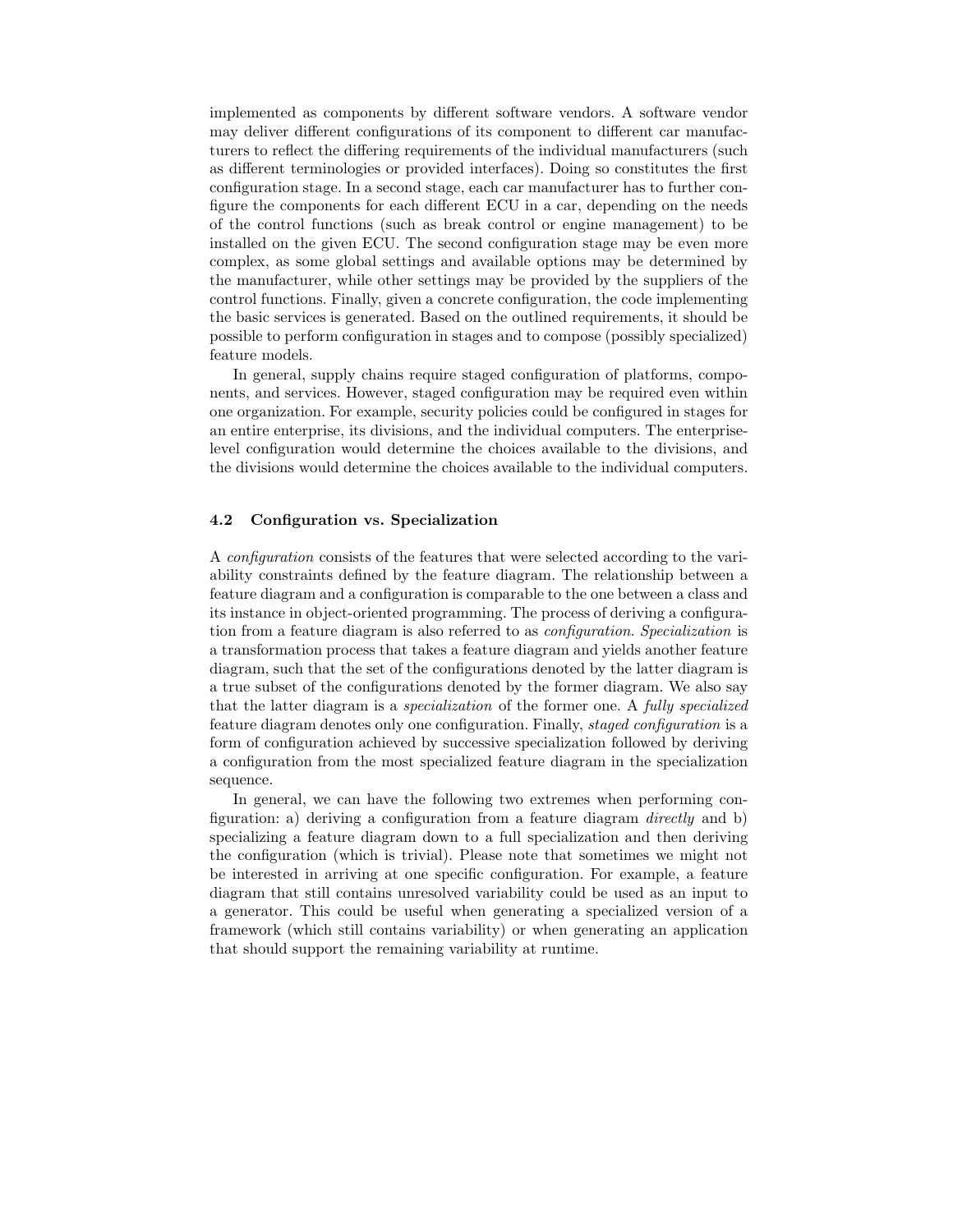implemented as components by different software vendors. A software vendor may deliver different configurations of its component to different car manufacturers to reflect the differing requirements of the individual manufacturers (such as different terminologies or provided interfaces). Doing so constitutes the first configuration stage. In a second stage, each car manufacturer has to further configure the components for each different ECU in a car, depending on the needs of the control functions (such as break control or engine management) to be installed on the given ECU. The second configuration stage may be even more complex, as some global settings and available options may be determined by the manufacturer, while other settings may be provided by the suppliers of the control functions. Finally, given a concrete configuration, the code implementing the basic services is generated. Based on the outlined requirements, it should be possible to perform configuration in stages and to compose (possibly specialized) feature models.

In general, supply chains require staged configuration of platforms, components, and services. However, staged configuration may be required even within one organization. For example, security policies could be configured in stages for an entire enterprise, its divisions, and the individual computers. The enterprise-level configuration would determine the choices available to the divisions, and the divisions would determine the choices available to the individual computers.

### 4.2 Configuration vs. Specialization

A *configuration* consists of the features that were selected according to the variability constraints defined by the feature diagram. The relationship between a feature diagram and a configuration is comparable to the one between a class and its instance in object-oriented programming. The process of deriving a configuration from a feature diagram is also referred to as *configuration*. *Specialization* is a transformation process that takes a feature diagram and yields another feature diagram, such that the set of the configurations denoted by the latter diagram is a true subset of the configurations denoted by the former diagram. We also say that the latter diagram is a *specialization* of the former one. A *fully specialized* feature diagram denotes only one configuration. Finally, *staged configuration* is a form of configuration achieved by successive specialization followed by deriving a configuration from the most specialized feature diagram in the specialization sequence.

In general, we can have the following two extremes when performing configuration: a) deriving a configuration from a feature diagram *directly* and b) specializing a feature diagram down to a full specialization and then deriving the configuration (which is trivial). Please note that sometimes we might not be interested in arriving at one specific configuration. For example, a feature diagram that still contains unresolved variability could be used as an input to a generator. This could be useful when generating a specialized version of a framework (which still contains variability) or when generating an application that should support the remaining variability at runtime.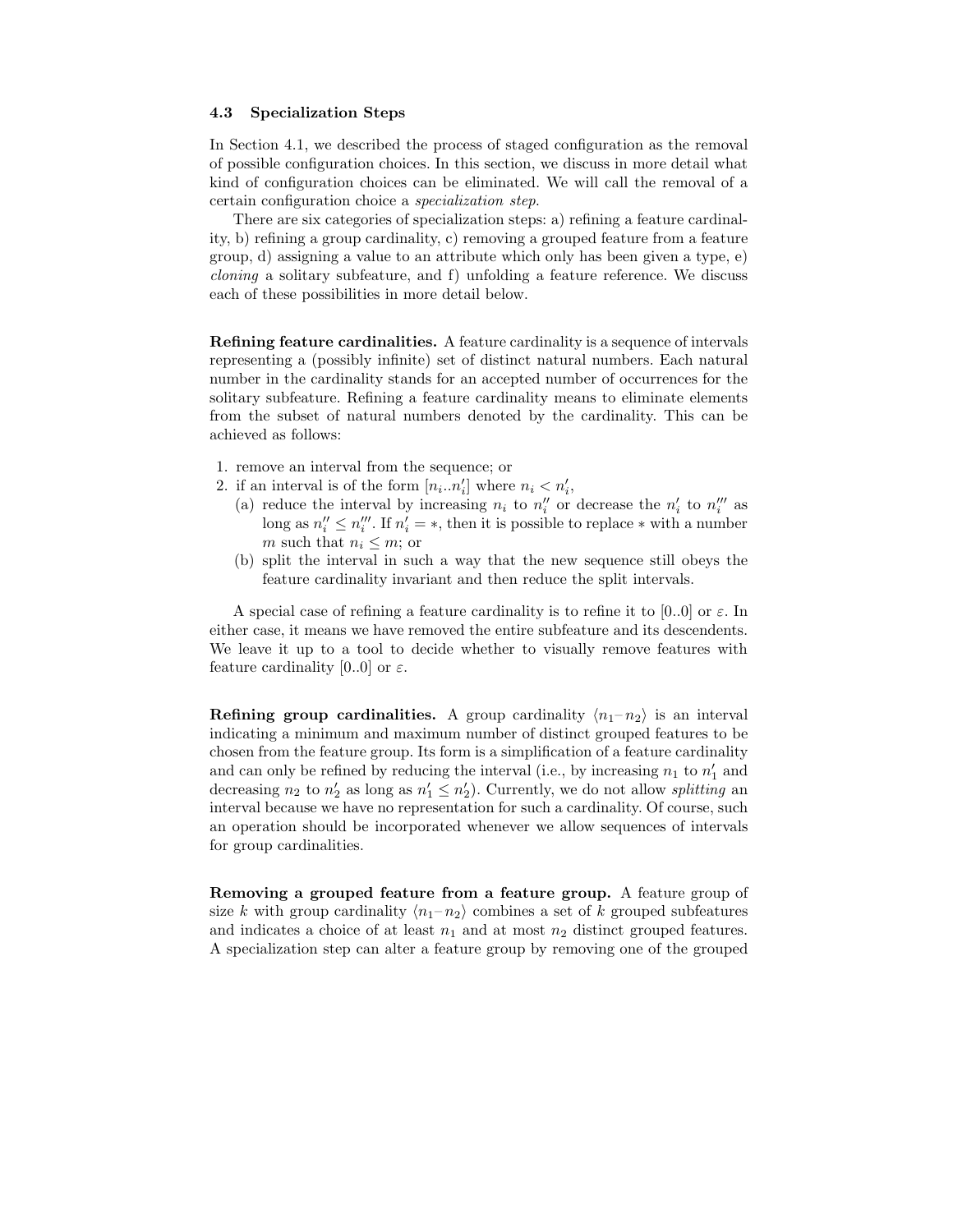### 4.3 Specialization Steps

In Section 4.1, we described the process of staged configuration as the removal of possible configuration choices. In this section, we discuss in more detail what kind of configuration choices can be eliminated. We will call the removal of a certain configuration choice a *specialization step*.

There are six categories of specialization steps: a) refining a feature cardinality, b) refining a group cardinality, c) removing a grouped feature from a feature group, d) assigning a value to an attribute which only has been given a type, e) *cloning* a solitary subfeature, and f) unfolding a feature reference. We discuss each of these possibilities in more detail below.

**Refining feature cardinalities.** A feature cardinality is a sequence of intervals representing a (possibly infinite) set of distinct natural numbers. Each natural number in the cardinality stands for an accepted number of occurrences for the solitary subfeature. Refining a feature cardinality means to eliminate elements from the subset of natural numbers denoted by the cardinality. This can be achieved as follows:

1. remove an interval from the sequence; or
2. if an interval is of the form $[n_i..n_i']$ where $n_i < n_i'$,
   (a) reduce the interval by increasing $n_i$ to $n_i''$ or decrease the $n_i'$ to $n_i'''$ as long as $n_i'' \leq n_i'''$. If $n_i' = *$, then it is possible to replace $*$ with a number $m$ such that $n_i \leq m$; or
   (b) split the interval in such a way that the new sequence still obeys the feature cardinality invariant and then reduce the split intervals.

A special case of refining a feature cardinality is to refine it to $[0..0]$ or $\varepsilon$. In either case, it means we have removed the entire subfeature and its descendents. We leave it up to a tool to decide whether to visually remove features with feature cardinality $[0..0]$ or $\varepsilon$.

**Refining group cardinalities.** A group cardinality $\langle n_1 – n_2 \rangle$ is an interval indicating a minimum and maximum number of distinct grouped features to be chosen from the feature group. Its form is a simplification of a feature cardinality and can only be refined by reducing the interval (i.e., by increasing $n_1$ to $n_1'$ and decreasing $n_2$ to $n_2'$ as long as $n_1' \leq n_2'$). Currently, we do not allow *splitting* an interval because we have no representation for such a cardinality. Of course, such an operation should be incorporated whenever we allow sequences of intervals for group cardinalities.

**Removing a grouped feature from a feature group.** A feature group of size $k$ with group cardinality $\langle n_1 – n_2 \rangle$ combines a set of $k$ grouped subfeatures and indicates a choice of at least $n_1$ and at most $n_2$ distinct grouped features. A specialization step can alter a feature group by removing one of the grouped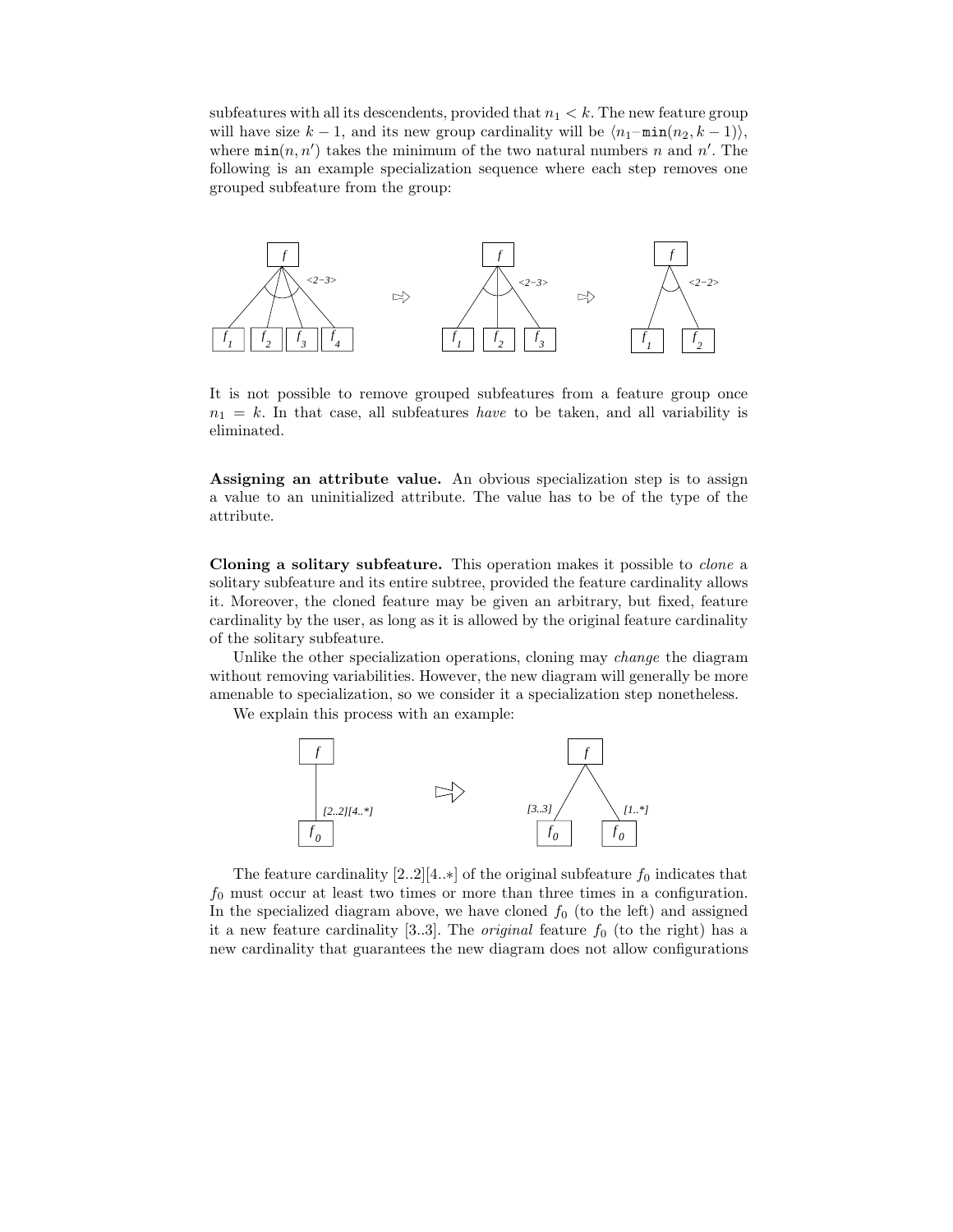subfeatures with all its descendents, provided that $n_1 < k$. The new feature group will have size $k-1$, and its new group cardinality will be $\langle n_1 – \texttt{min}(n_2, k-1)\rangle$, where $\texttt{min}(n, n')$ takes the minimum of the two natural numbers $n$ and $n'$. The following is an example specialization sequence where each step removes one grouped subfeature from the group:

It is not possible to remove grouped subfeatures from a feature group once $n_1 = k$. In that case, all subfeatures *have* to be taken, and all variability is eliminated.

**Assigning an attribute value.** An obvious specialization step is to assign a value to an uninitialized attribute. The value has to be of the type of the attribute.

**Cloning a solitary subfeature.** This operation makes it possible to *clone* a solitary subfeature and its entire subtree, provided the feature cardinality allows it. Moreover, the cloned feature may be given an arbitrary, but fixed, feature cardinality by the user, as long as it is allowed by the original feature cardinality of the solitary subfeature.

Unlike the other specialization operations, cloning may *change* the diagram without removing variabilities. However, the new diagram will generally be more amenable to specialization, so we consider it a specialization step nonetheless.

We explain this process with an example:

The feature cardinality $[2..2][4..*]$ of the original subfeature $f_0$ indicates that $f_0$ must occur at least two times or more than three times in a configuration. In the specialized diagram above, we have cloned $f_0$ (to the left) and assigned it a new feature cardinality $[3..3]$. The *original* feature $f_0$ (to the right) has a new cardinality that guarantees the new diagram does not allow configurations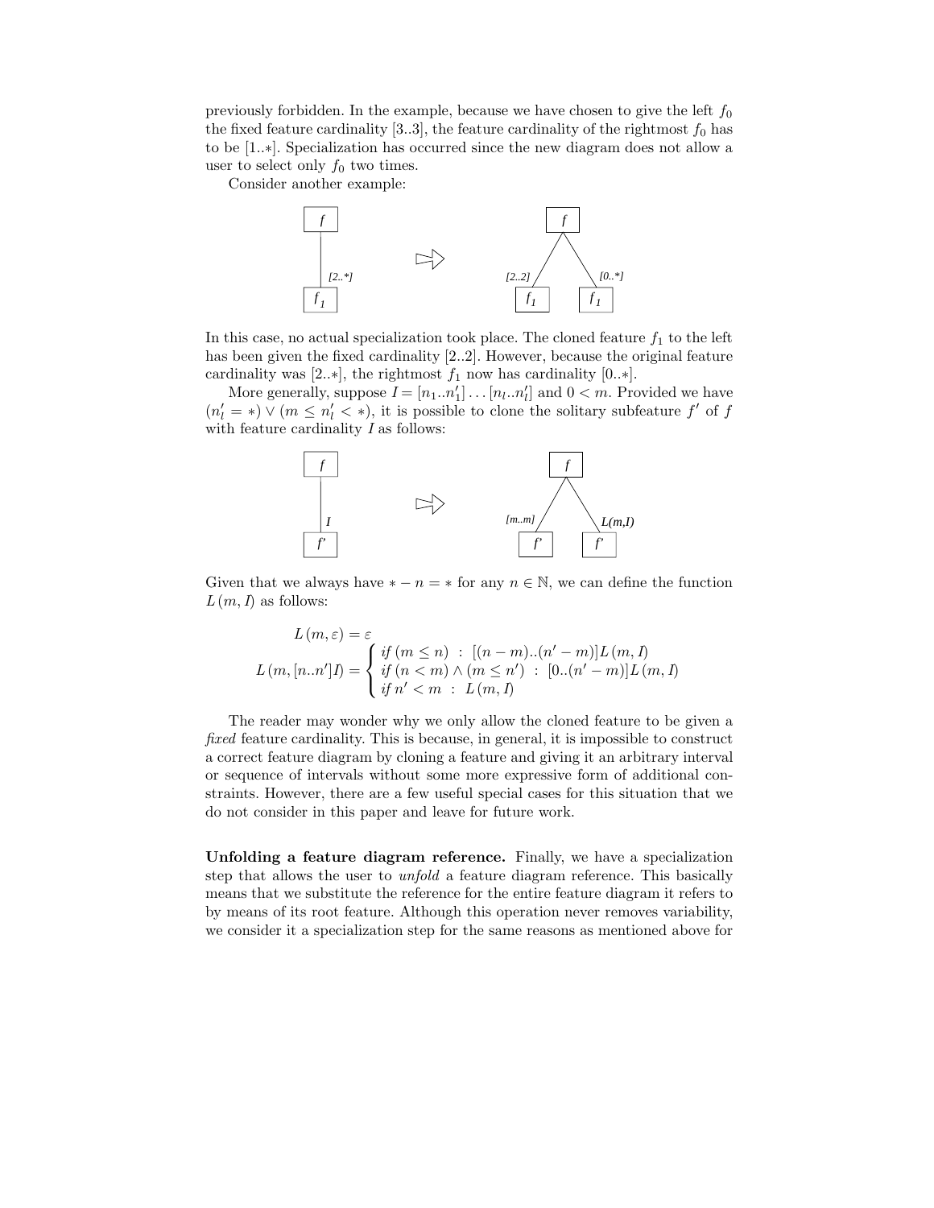previously forbidden. In the example, because we have chosen to give the left $f_0$ the fixed feature cardinality [3..3], the feature cardinality of the rightmost $f_0$ has to be [1..∗]. Specialization has occurred since the new diagram does not allow a user to select only $f_0$ two times.

Consider another example:

In this case, no actual specialization took place. The cloned feature $f_1$ to the left has been given the fixed cardinality [2..2]. However, because the original feature cardinality was [2..∗], the rightmost $f_1$ now has cardinality [0..∗].

More generally, suppose $I = [n_1..n'_1] \ldots [n_l..n'_l]$ and $0 < m$. Provided we have $(n'_l = *) \vee (m \leq n'_l < *)$, it is possible to clone the solitary subfeature $f'$ of $f$ with feature cardinality $I$ as follows:

Given that we always have $* - n = *$ for any $n \in \mathbb{N}$, we can define the function $L(m, I)$ as follows:

$$L(m, \varepsilon) = \varepsilon$$

$$L(m, [n..n']I) = \begin{cases} \mathit{if}\ (m \leq n)\ :\ [(n-m)..(n'-m)]\,L(m, I) \\ \mathit{if}\ (n < m) \wedge (m \leq n')\ :\ [0..(n'-m)]\,L(m, I) \\ \mathit{if}\ n' < m\ :\ L(m, I) \end{cases}$$

The reader may wonder why we only allow the cloned feature to be given a *fixed* feature cardinality. This is because, in general, it is impossible to construct a correct feature diagram by cloning a feature and giving it an arbitrary interval or sequence of intervals without some more expressive form of additional constraints. However, there are a few useful special cases for this situation that we do not consider in this paper and leave for future work.

**Unfolding a feature diagram reference.** Finally, we have a specialization step that allows the user to *unfold* a feature diagram reference. This basically means that we substitute the reference for the entire feature diagram it refers to by means of its root feature. Although this operation never removes variability, we consider it a specialization step for the same reasons as mentioned above for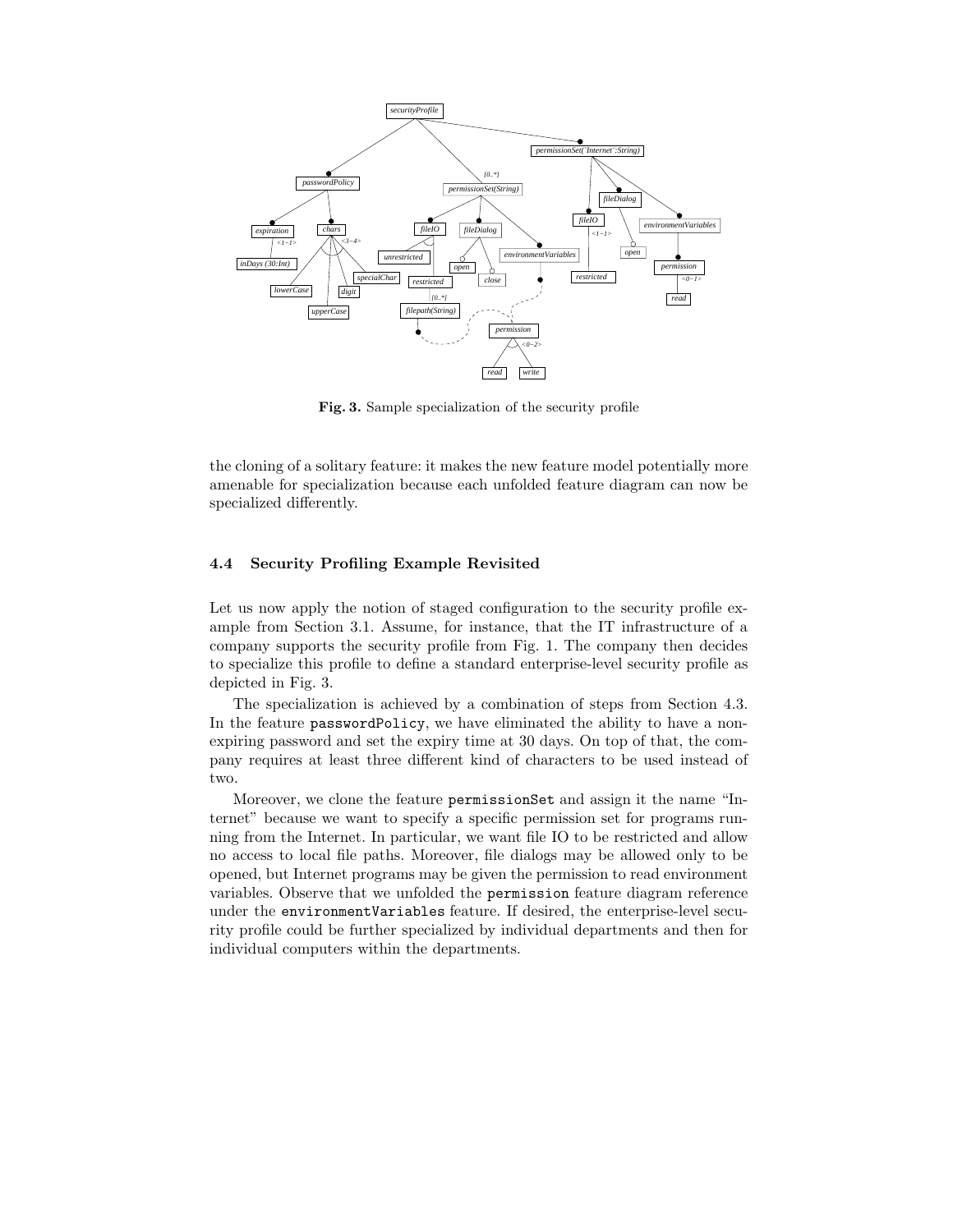**Fig. 3.** Sample specialization of the security profile

the cloning of a solitary feature: it makes the new feature model potentially more amenable for specialization because each unfolded feature diagram can now be specialized differently.

### 4.4 Security Profiling Example Revisited

Let us now apply the notion of staged configuration to the security profile example from Section 3.1. Assume, for instance, that the IT infrastructure of a company supports the security profile from Fig. 1. The company then decides to specialize this profile to define a standard enterprise-level security profile as depicted in Fig. 3.

The specialization is achieved by a combination of steps from Section 4.3. In the feature `passwordPolicy`, we have eliminated the ability to have a non-expiring password and set the expiry time at 30 days. On top of that, the company requires at least three different kind of characters to be used instead of two.

Moreover, we clone the feature `permissionSet` and assign it the name "Internet" because we want to specify a specific permission set for programs running from the Internet. In particular, we want file IO to be restricted and allow no access to local file paths. Moreover, file dialogs may be allowed only to be opened, but Internet programs may be given the permission to read environment variables. Observe that we unfolded the `permission` feature diagram reference under the `environmentVariables` feature. If desired, the enterprise-level security profile could be further specialized by individual departments and then for individual computers within the departments.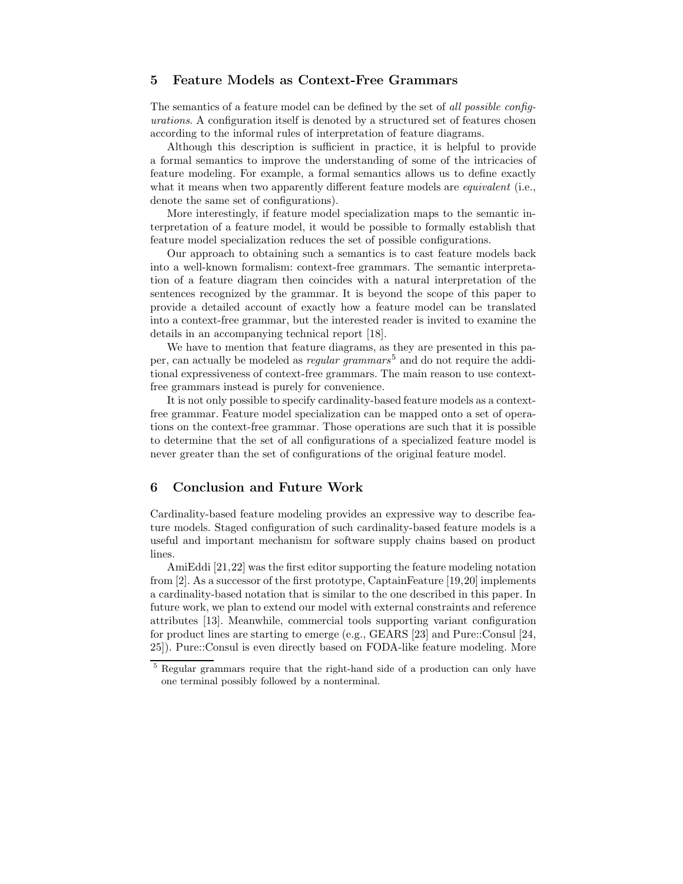## 5 Feature Models as Context-Free Grammars

The semantics of a feature model can be defined by the set of *all possible configurations*. A configuration itself is denoted by a structured set of features chosen according to the informal rules of interpretation of feature diagrams.

Although this description is sufficient in practice, it is helpful to provide a formal semantics to improve the understanding of some of the intricacies of feature modeling. For example, a formal semantics allows us to define exactly what it means when two apparently different feature models are *equivalent* (i.e., denote the same set of configurations).

More interestingly, if feature model specialization maps to the semantic interpretation of a feature model, it would be possible to formally establish that feature model specialization reduces the set of possible configurations.

Our approach to obtaining such a semantics is to cast feature models back into a well-known formalism: context-free grammars. The semantic interpretation of a feature diagram then coincides with a natural interpretation of the sentences recognized by the grammar. It is beyond the scope of this paper to provide a detailed account of exactly how a feature model can be translated into a context-free grammar, but the interested reader is invited to examine the details in an accompanying technical report [18].

We have to mention that feature diagrams, as they are presented in this paper, can actually be modeled as *regular grammars*[5] and do not require the additional expressiveness of context-free grammars. The main reason to use context-free grammars instead is purely for convenience.

It is not only possible to specify cardinality-based feature models as a context-free grammar. Feature model specialization can be mapped onto a set of operations on the context-free grammar. Those operations are such that it is possible to determine that the set of all configurations of a specialized feature model is never greater than the set of configurations of the original feature model.

## 6 Conclusion and Future Work

Cardinality-based feature modeling provides an expressive way to describe feature models. Staged configuration of such cardinality-based feature models is a useful and important mechanism for software supply chains based on product lines.

AmiEddi [21,22] was the first editor supporting the feature modeling notation from [2]. As a successor of the first prototype, CaptainFeature [19,20] implements a cardinality-based notation that is similar to the one described in this paper. In future work, we plan to extend our model with external constraints and reference attributes [13]. Meanwhile, commercial tools supporting variant configuration for product lines are starting to emerge (e.g., GEARS [23] and Pure::Consul [24, 25]). Pure::Consul is even directly based on FODA-like feature modeling. More

[5] Regular grammars require that the right-hand side of a production can only have one terminal possibly followed by a nonterminal.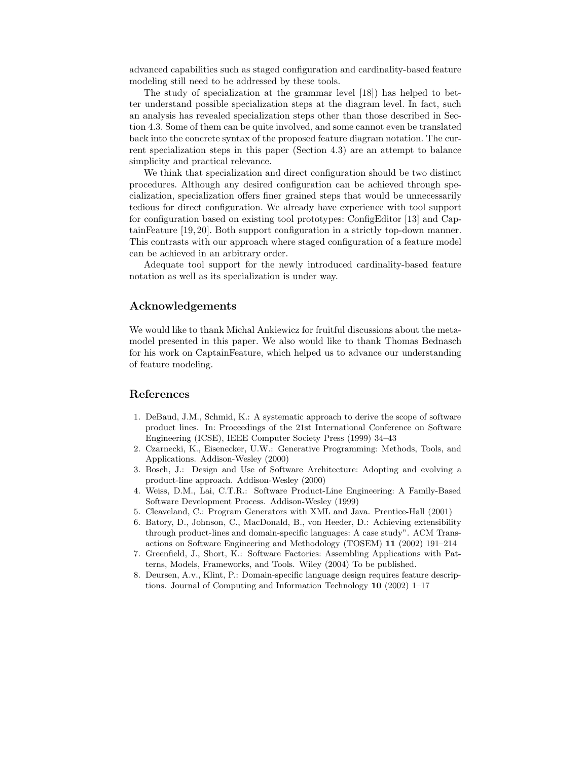advanced capabilities such as staged configuration and cardinality-based feature modeling still need to be addressed by these tools.

The study of specialization at the grammar level [18]) has helped to better understand possible specialization steps at the diagram level. In fact, such an analysis has revealed specialization steps other than those described in Section 4.3. Some of them can be quite involved, and some cannot even be translated back into the concrete syntax of the proposed feature diagram notation. The current specialization steps in this paper (Section 4.3) are an attempt to balance simplicity and practical relevance.

We think that specialization and direct configuration should be two distinct procedures. Although any desired configuration can be achieved through specialization, specialization offers finer grained steps that would be unnecessarily tedious for direct configuration. We already have experience with tool support for configuration based on existing tool prototypes: ConfigEditor [13] and CaptainFeature [19, 20]. Both support configuration in a strictly top-down manner. This contrasts with our approach where staged configuration of a feature model can be achieved in an arbitrary order.

Adequate tool support for the newly introduced cardinality-based feature notation as well as its specialization is under way.

## Acknowledgements

We would like to thank Michal Ankiewicz for fruitful discussions about the metamodel presented in this paper. We also would like to thank Thomas Bednasch for his work on CaptainFeature, which helped us to advance our understanding of feature modeling.

## References

1. DeBaud, J.M., Schmid, K.: A systematic approach to derive the scope of software product lines. In: Proceedings of the 21st International Conference on Software Engineering (ICSE), IEEE Computer Society Press (1999) 34–43
2. Czarnecki, K., Eisenecker, U.W.: Generative Programming: Methods, Tools, and Applications. Addison-Wesley (2000)
3. Bosch, J.: Design and Use of Software Architecture: Adopting and evolving a product-line approach. Addison-Wesley (2000)
4. Weiss, D.M., Lai, C.T.R.: Software Product-Line Engineering: A Family-Based Software Development Process. Addison-Wesley (1999)
5. Cleaveland, C.: Program Generators with XML and Java. Prentice-Hall (2001)
6. Batory, D., Johnson, C., MacDonald, B., von Heeder, D.: Achieving extensibility through product-lines and domain-specific languages: A case study". ACM Transactions on Software Engineering and Methodology (TOSEM) **11** (2002) 191–214
7. Greenfield, J., Short, K.: Software Factories: Assembling Applications with Patterns, Models, Frameworks, and Tools. Wiley (2004) To be published.
8. Deursen, A.v., Klint, P.: Domain-specific language design requires feature descriptions. Journal of Computing and Information Technology **10** (2002) 1–17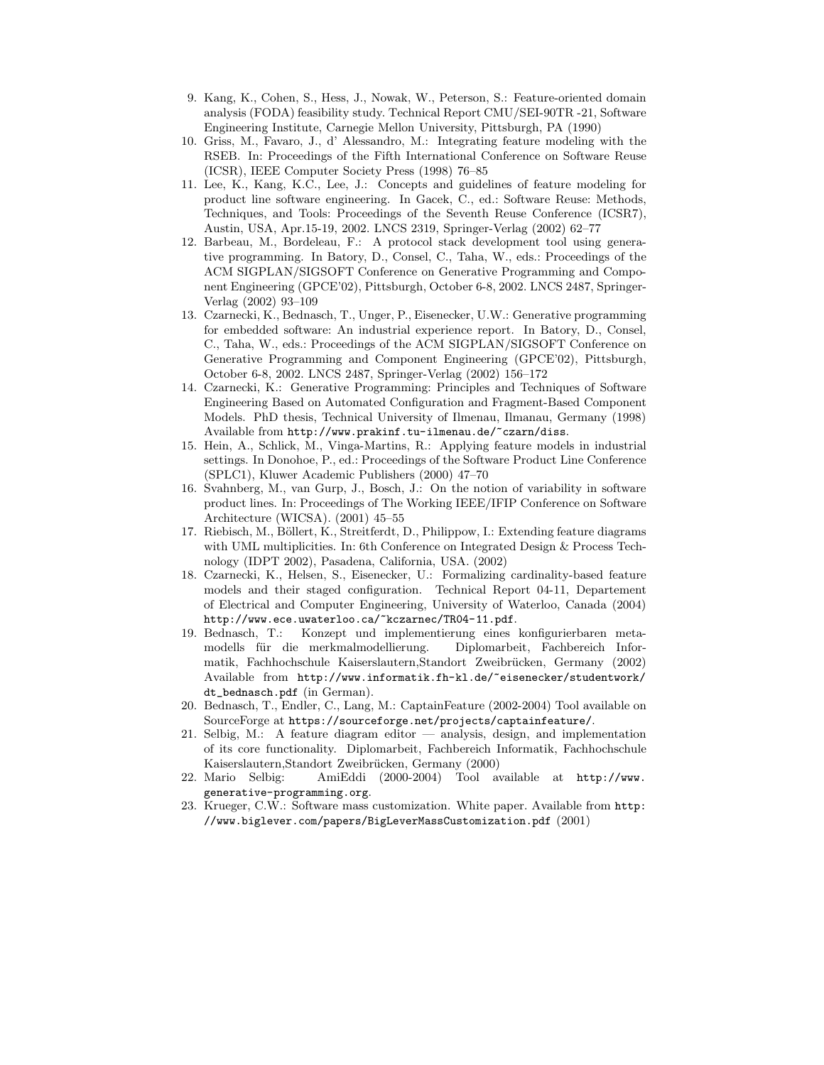9. Kang, K., Cohen, S., Hess, J., Nowak, W., Peterson, S.: Feature-oriented domain analysis (FODA) feasibility study. Technical Report CMU/SEI-90TR -21, Software Engineering Institute, Carnegie Mellon University, Pittsburgh, PA (1990)
10. Griss, M., Favaro, J., d' Alessandro, M.: Integrating feature modeling with the RSEB. In: Proceedings of the Fifth International Conference on Software Reuse (ICSR), IEEE Computer Society Press (1998) 76–85
11. Lee, K., Kang, K.C., Lee, J.: Concepts and guidelines of feature modeling for product line software engineering. In Gacek, C., ed.: Software Reuse: Methods, Techniques, and Tools: Proceedings of the Seventh Reuse Conference (ICSR7), Austin, USA, Apr.15-19, 2002. LNCS 2319, Springer-Verlag (2002) 62–77
12. Barbeau, M., Bordeleau, F.: A protocol stack development tool using generative programming. In Batory, D., Consel, C., Taha, W., eds.: Proceedings of the ACM SIGPLAN/SIGSOFT Conference on Generative Programming and Component Engineering (GPCE'02), Pittsburgh, October 6-8, 2002. LNCS 2487, Springer-Verlag (2002) 93–109
13. Czarnecki, K., Bednasch, T., Unger, P., Eisenecker, U.W.: Generative programming for embedded software: An industrial experience report. In Batory, D., Consel, C., Taha, W., eds.: Proceedings of the ACM SIGPLAN/SIGSOFT Conference on Generative Programming and Component Engineering (GPCE'02), Pittsburgh, October 6-8, 2002. LNCS 2487, Springer-Verlag (2002) 156–172
14. Czarnecki, K.: Generative Programming: Principles and Techniques of Software Engineering Based on Automated Configuration and Fragment-Based Component Models. PhD thesis, Technical University of Ilmenau, Ilmanau, Germany (1998) Available from `http://www.prakinf.tu-ilmenau.de/~czarn/diss`.
15. Hein, A., Schlick, M., Vinga-Martins, R.: Applying feature models in industrial settings. In Donohoe, P., ed.: Proceedings of the Software Product Line Conference (SPLC1), Kluwer Academic Publishers (2000) 47–70
16. Svahnberg, M., van Gurp, J., Bosch, J.: On the notion of variability in software product lines. In: Proceedings of The Working IEEE/IFIP Conference on Software Architecture (WICSA). (2001) 45–55
17. Riebisch, M., Böllert, K., Streitferdt, D., Philippow, I.: Extending feature diagrams with UML multiplicities. In: 6th Conference on Integrated Design & Process Technology (IDPT 2002), Pasadena, California, USA. (2002)
18. Czarnecki, K., Helsen, S., Eisenecker, U.: Formalizing cardinality-based feature models and their staged configuration. Technical Report 04-11, Departement of Electrical and Computer Engineering, University of Waterloo, Canada (2004) `http://www.ece.uwaterloo.ca/~kczarnec/TR04-11.pdf`.
19. Bednasch, T.: Konzept und implementierung eines konfigurierbaren metamodells für die merkmalmodellierung. Diplomarbeit, Fachbereich Informatik, Fachhochschule Kaiserslautern,Standort Zweibrücken, Germany (2002) Available from `http://www.informatik.fh-kl.de/~eisenecker/studentwork/dt_bednasch.pdf` (in German).
20. Bednasch, T., Endler, C., Lang, M.: CaptainFeature (2002-2004) Tool available on SourceForge at `https://sourceforge.net/projects/captainfeature/`.
21. Selbig, M.: A feature diagram editor — analysis, design, and implementation of its core functionality. Diplomarbeit, Fachbereich Informatik, Fachhochschule Kaiserslautern,Standort Zweibrücken, Germany (2000)
22. Mario Selbig: AmiEddi (2000-2004) Tool available at `http://www.generative-programming.org`.
23. Krueger, C.W.: Software mass customization. White paper. Available from `http://www.biglever.com/papers/BigLeverMassCustomization.pdf` (2001)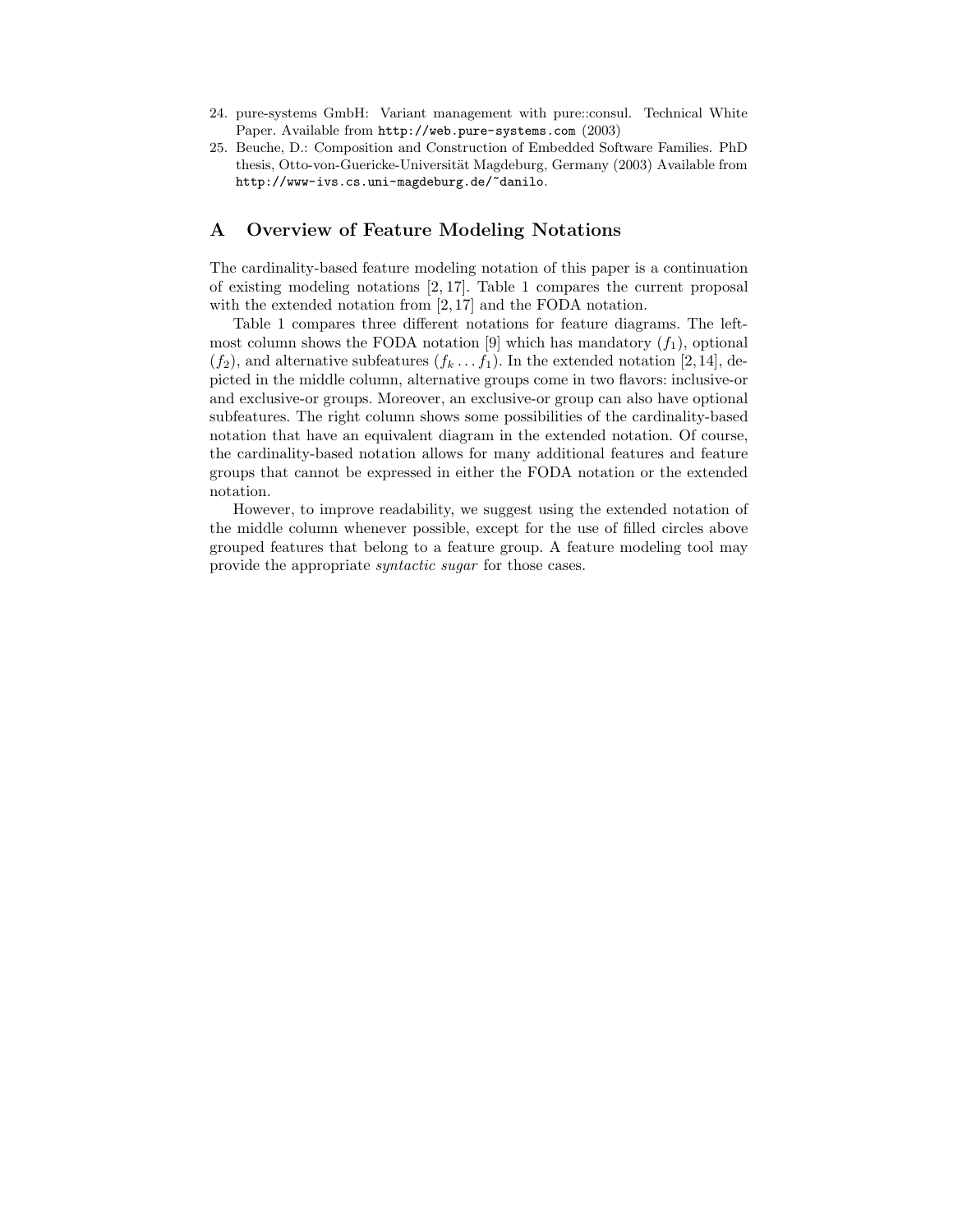24. pure-systems GmbH: Variant management with pure::consul. Technical White Paper. Available from `http://web.pure-systems.com` (2003)
25. Beuche, D.: Composition and Construction of Embedded Software Families. PhD thesis, Otto-von-Guericke-Universität Magdeburg, Germany (2003) Available from `http://www-ivs.cs.uni-magdeburg.de/~danilo`.

## A Overview of Feature Modeling Notations

The cardinality-based feature modeling notation of this paper is a continuation of existing modeling notations [2, 17]. Table 1 compares the current proposal with the extended notation from [2, 17] and the FODA notation.

Table 1 compares three different notations for feature diagrams. The left-most column shows the FODA notation [9] which has mandatory ($f_1$), optional ($f_2$), and alternative subfeatures ($f_k \ldots f_1$). In the extended notation [2, 14], depicted in the middle column, alternative groups come in two flavors: inclusive-or and exclusive-or groups. Moreover, an exclusive-or group can also have optional subfeatures. The right column shows some possibilities of the cardinality-based notation that have an equivalent diagram in the extended notation. Of course, the cardinality-based notation allows for many additional features and feature groups that cannot be expressed in either the FODA notation or the extended notation.

However, to improve readability, we suggest using the extended notation of the middle column whenever possible, except for the use of filled circles above grouped features that belong to a feature group. A feature modeling tool may provide the appropriate *syntactic sugar* for those cases.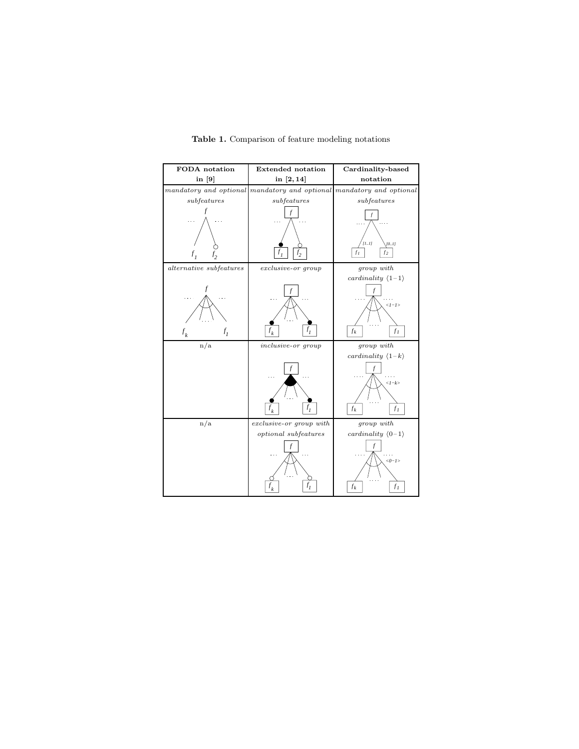**Table 1.** Comparison of feature modeling notations

| FODA notation in [9] | Extended notation in [2, 14] | Cardinality-based notation |
|---|---|---|
| *mandatory and optional subfeatures* | *mandatory and optional subfeatures* | *mandatory and optional subfeatures* |
| *alternative subfeatures* | *exclusive-or group* | *group with cardinality* ⟨1–1⟩ |
| n/a | *inclusive-or group* | *group with cardinality* ⟨1–k⟩ |
| n/a | *exclusive-or group with optional subfeatures* | *group with cardinality* ⟨0–1⟩ |